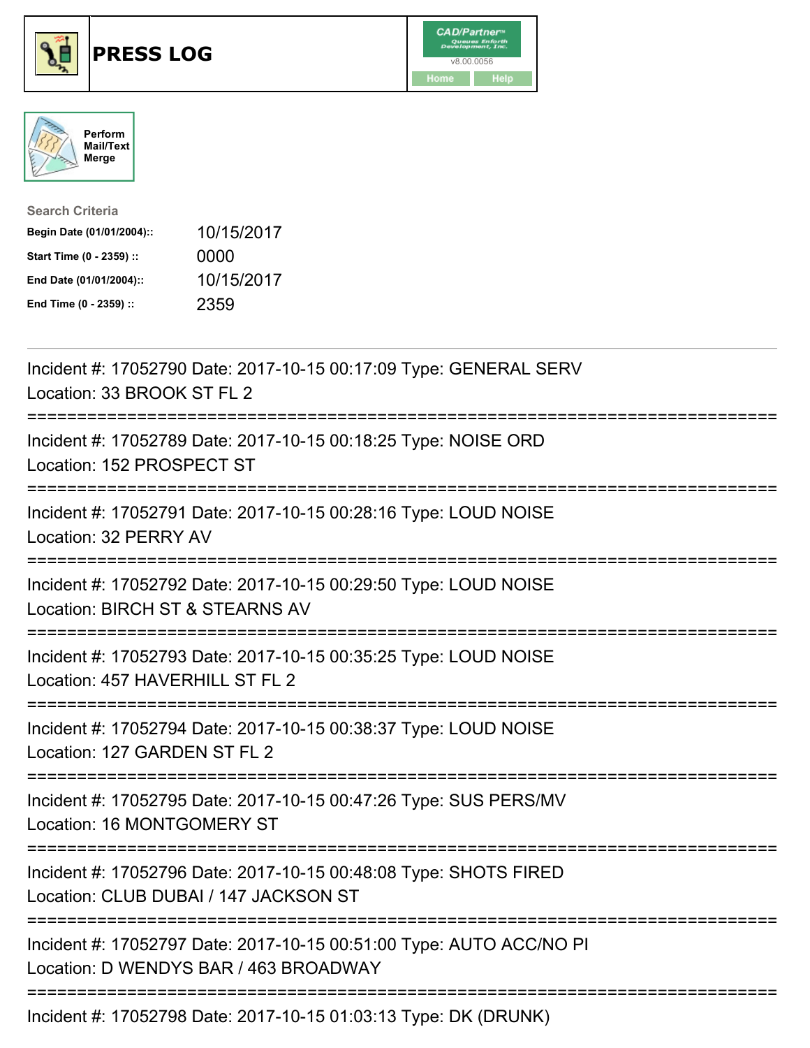# PRESS LOG

CAD/Partner
v8.00.0056
Home Help

Perform Mail/Text Merge

**Search Criteria**

| | |
|---|---|
| **Begin Date (01/01/2004)::** | 10/15/2017 |
| **Start Time (0 - 2359) ::** | 0000 |
| **End Date (01/01/2004)::** | 10/15/2017 |
| **End Time (0 - 2359) ::** | 2359 |

Incident #: 17052790 Date: 2017-10-15 00:17:09 Type: GENERAL SERV
Location: 33 BROOK ST FL 2

===========================================================================

Incident #: 17052789 Date: 2017-10-15 00:18:25 Type: NOISE ORD
Location: 152 PROSPECT ST

===========================================================================

Incident #: 17052791 Date: 2017-10-15 00:28:16 Type: LOUD NOISE
Location: 32 PERRY AV

===========================================================================

Incident #: 17052792 Date: 2017-10-15 00:29:50 Type: LOUD NOISE
Location: BIRCH ST & STEARNS AV

===========================================================================

Incident #: 17052793 Date: 2017-10-15 00:35:25 Type: LOUD NOISE
Location: 457 HAVERHILL ST FL 2

===========================================================================

Incident #: 17052794 Date: 2017-10-15 00:38:37 Type: LOUD NOISE
Location: 127 GARDEN ST FL 2

===========================================================================

Incident #: 17052795 Date: 2017-10-15 00:47:26 Type: SUS PERS/MV
Location: 16 MONTGOMERY ST

===========================================================================

Incident #: 17052796 Date: 2017-10-15 00:48:08 Type: SHOTS FIRED
Location: CLUB DUBAI / 147 JACKSON ST

===========================================================================

Incident #: 17052797 Date: 2017-10-15 00:51:00 Type: AUTO ACC/NO PI
Location: D WENDYS BAR / 463 BROADWAY

===========================================================================

Incident #: 17052798 Date: 2017-10-15 01:03:13 Type: DK (DRUNK)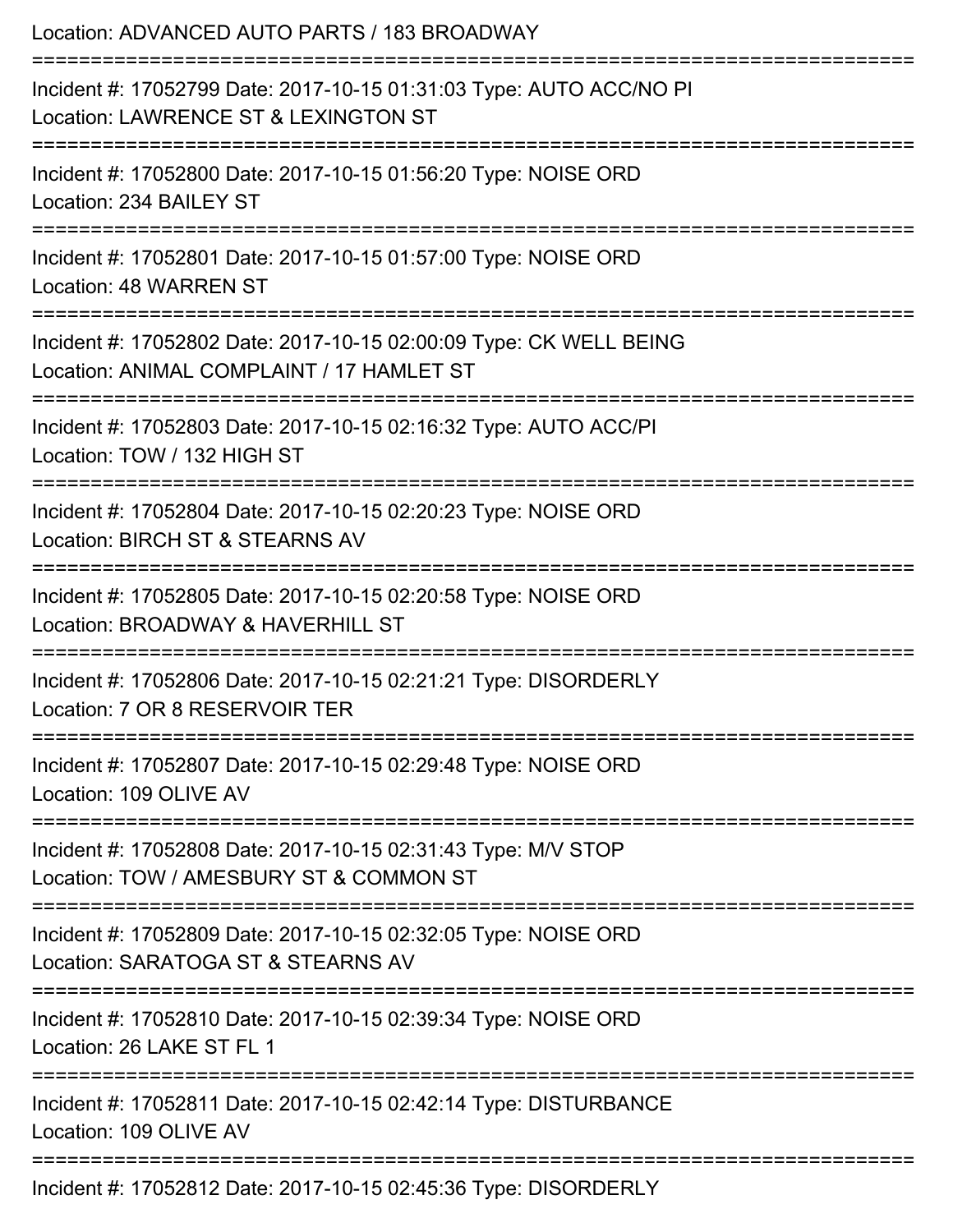Location: ADVANCED AUTO PARTS / 183 BROADWAY

===========================================================================

Incident #: 17052799 Date: 2017-10-15 01:31:03 Type: AUTO ACC/NO PI
Location: LAWRENCE ST & LEXINGTON ST

===========================================================================

Incident #: 17052800 Date: 2017-10-15 01:56:20 Type: NOISE ORD
Location: 234 BAILEY ST

===========================================================================

Incident #: 17052801 Date: 2017-10-15 01:57:00 Type: NOISE ORD
Location: 48 WARREN ST

===========================================================================

Incident #: 17052802 Date: 2017-10-15 02:00:09 Type: CK WELL BEING
Location: ANIMAL COMPLAINT / 17 HAMLET ST

===========================================================================

Incident #: 17052803 Date: 2017-10-15 02:16:32 Type: AUTO ACC/PI
Location: TOW / 132 HIGH ST

===========================================================================

Incident #: 17052804 Date: 2017-10-15 02:20:23 Type: NOISE ORD
Location: BIRCH ST & STEARNS AV

===========================================================================

Incident #: 17052805 Date: 2017-10-15 02:20:58 Type: NOISE ORD
Location: BROADWAY & HAVERHILL ST

===========================================================================

Incident #: 17052806 Date: 2017-10-15 02:21:21 Type: DISORDERLY
Location: 7 OR 8 RESERVOIR TER

===========================================================================

Incident #: 17052807 Date: 2017-10-15 02:29:48 Type: NOISE ORD
Location: 109 OLIVE AV

===========================================================================

Incident #: 17052808 Date: 2017-10-15 02:31:43 Type: M/V STOP
Location: TOW / AMESBURY ST & COMMON ST

===========================================================================

Incident #: 17052809 Date: 2017-10-15 02:32:05 Type: NOISE ORD
Location: SARATOGA ST & STEARNS AV

===========================================================================

Incident #: 17052810 Date: 2017-10-15 02:39:34 Type: NOISE ORD
Location: 26 LAKE ST FL 1

===========================================================================

Incident #: 17052811 Date: 2017-10-15 02:42:14 Type: DISTURBANCE
Location: 109 OLIVE AV

===========================================================================

Incident #: 17052812 Date: 2017-10-15 02:45:36 Type: DISORDERLY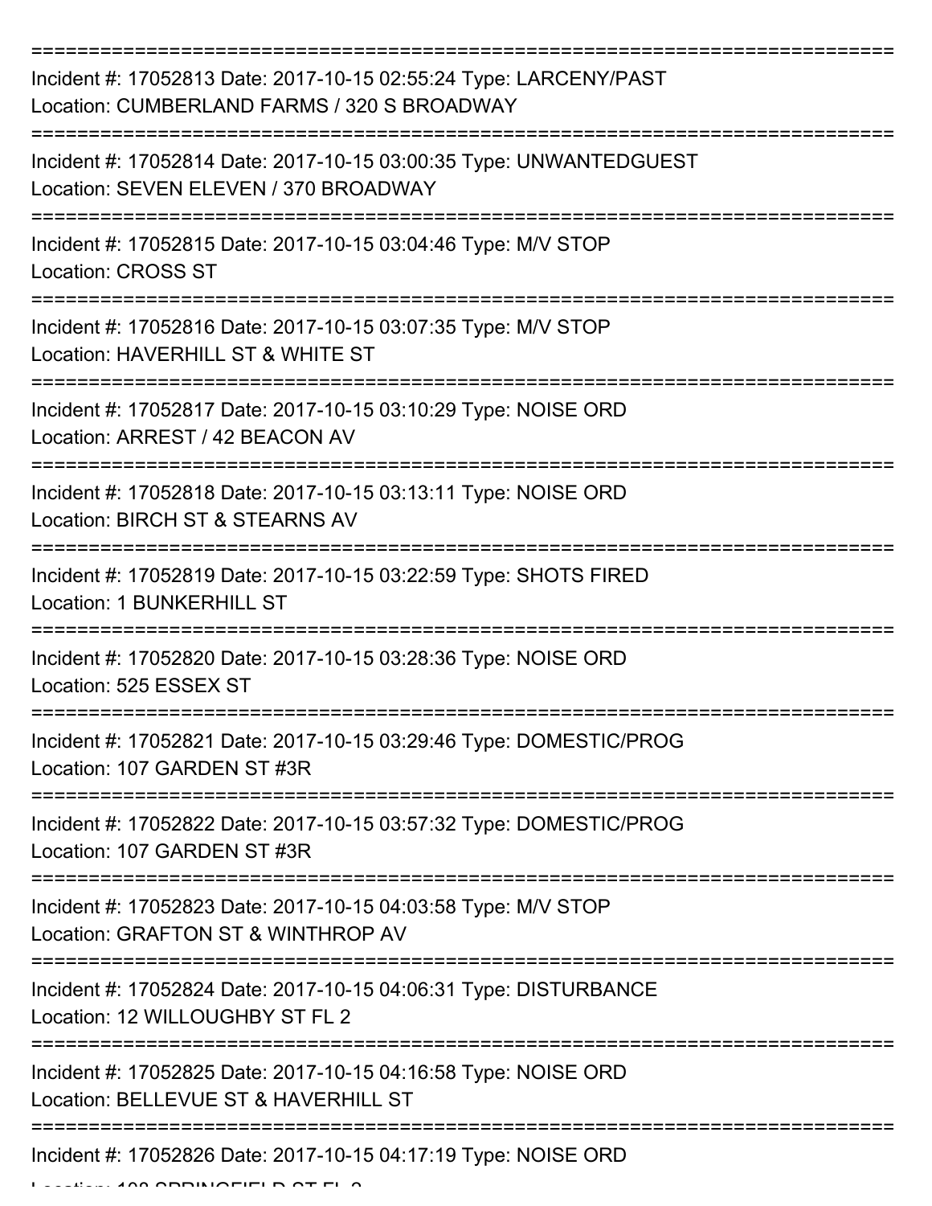===========================================================================

Incident #: 17052813 Date: 2017-10-15 02:55:24 Type: LARCENY/PAST
Location: CUMBERLAND FARMS / 320 S BROADWAY

===========================================================================

Incident #: 17052814 Date: 2017-10-15 03:00:35 Type: UNWANTEDGUEST
Location: SEVEN ELEVEN / 370 BROADWAY

===========================================================================

Incident #: 17052815 Date: 2017-10-15 03:04:46 Type: M/V STOP
Location: CROSS ST

===========================================================================

Incident #: 17052816 Date: 2017-10-15 03:07:35 Type: M/V STOP
Location: HAVERHILL ST & WHITE ST

===========================================================================

Incident #: 17052817 Date: 2017-10-15 03:10:29 Type: NOISE ORD
Location: ARREST / 42 BEACON AV

===========================================================================

Incident #: 17052818 Date: 2017-10-15 03:13:11 Type: NOISE ORD
Location: BIRCH ST & STEARNS AV

===========================================================================

Incident #: 17052819 Date: 2017-10-15 03:22:59 Type: SHOTS FIRED
Location: 1 BUNKERHILL ST

===========================================================================

Incident #: 17052820 Date: 2017-10-15 03:28:36 Type: NOISE ORD
Location: 525 ESSEX ST

===========================================================================

Incident #: 17052821 Date: 2017-10-15 03:29:46 Type: DOMESTIC/PROG
Location: 107 GARDEN ST #3R

===========================================================================

Incident #: 17052822 Date: 2017-10-15 03:57:32 Type: DOMESTIC/PROG
Location: 107 GARDEN ST #3R

===========================================================================

Incident #: 17052823 Date: 2017-10-15 04:03:58 Type: M/V STOP
Location: GRAFTON ST & WINTHROP AV

===========================================================================

Incident #: 17052824 Date: 2017-10-15 04:06:31 Type: DISTURBANCE
Location: 12 WILLOUGHBY ST FL 2

===========================================================================

Incident #: 17052825 Date: 2017-10-15 04:16:58 Type: NOISE ORD
Location: BELLEVUE ST & HAVERHILL ST

===========================================================================

Incident #: 17052826 Date: 2017-10-15 04:17:19 Type: NOISE ORD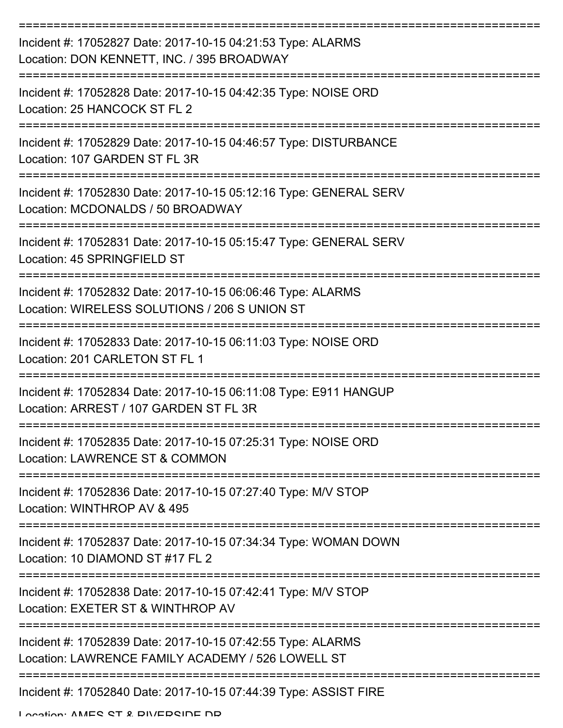===========================================================================

Incident #: 17052827 Date: 2017-10-15 04:21:53 Type: ALARMS
Location: DON KENNETT, INC. / 395 BROADWAY

===========================================================================

Incident #: 17052828 Date: 2017-10-15 04:42:35 Type: NOISE ORD
Location: 25 HANCOCK ST FL 2

===========================================================================

Incident #: 17052829 Date: 2017-10-15 04:46:57 Type: DISTURBANCE
Location: 107 GARDEN ST FL 3R

===========================================================================

Incident #: 17052830 Date: 2017-10-15 05:12:16 Type: GENERAL SERV
Location: MCDONALDS / 50 BROADWAY

===========================================================================

Incident #: 17052831 Date: 2017-10-15 05:15:47 Type: GENERAL SERV
Location: 45 SPRINGFIELD ST

===========================================================================

Incident #: 17052832 Date: 2017-10-15 06:06:46 Type: ALARMS
Location: WIRELESS SOLUTIONS / 206 S UNION ST

===========================================================================

Incident #: 17052833 Date: 2017-10-15 06:11:03 Type: NOISE ORD
Location: 201 CARLETON ST FL 1

===========================================================================

Incident #: 17052834 Date: 2017-10-15 06:11:08 Type: E911 HANGUP
Location: ARREST / 107 GARDEN ST FL 3R

===========================================================================

Incident #: 17052835 Date: 2017-10-15 07:25:31 Type: NOISE ORD
Location: LAWRENCE ST & COMMON

===========================================================================

Incident #: 17052836 Date: 2017-10-15 07:27:40 Type: M/V STOP
Location: WINTHROP AV & 495

===========================================================================

Incident #: 17052837 Date: 2017-10-15 07:34:34 Type: WOMAN DOWN
Location: 10 DIAMOND ST #17 FL 2

===========================================================================

Incident #: 17052838 Date: 2017-10-15 07:42:41 Type: M/V STOP
Location: EXETER ST & WINTHROP AV

===========================================================================

Incident #: 17052839 Date: 2017-10-15 07:42:55 Type: ALARMS
Location: LAWRENCE FAMILY ACADEMY / 526 LOWELL ST

===========================================================================

Incident #: 17052840 Date: 2017-10-15 07:44:39 Type: ASSIST FIRE
Location: AMES ST & RIVERSIDE DR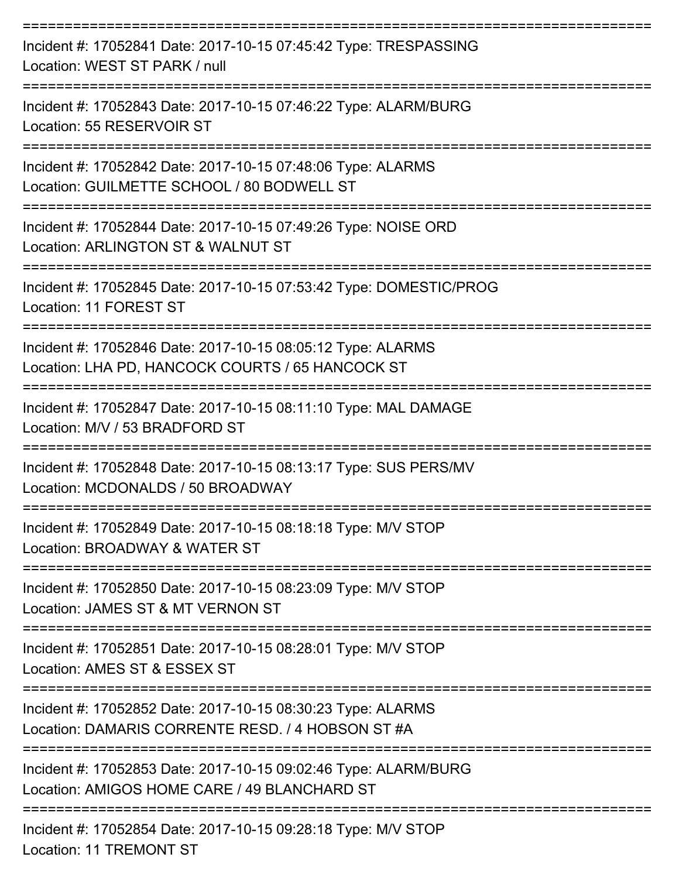===========================================================================

Incident #: 17052841 Date: 2017-10-15 07:45:42 Type: TRESPASSING
Location: WEST ST PARK / null

===========================================================================

Incident #: 17052843 Date: 2017-10-15 07:46:22 Type: ALARM/BURG
Location: 55 RESERVOIR ST

===========================================================================

Incident #: 17052842 Date: 2017-10-15 07:48:06 Type: ALARMS
Location: GUILMETTE SCHOOL / 80 BODWELL ST

===========================================================================

Incident #: 17052844 Date: 2017-10-15 07:49:26 Type: NOISE ORD
Location: ARLINGTON ST & WALNUT ST

===========================================================================

Incident #: 17052845 Date: 2017-10-15 07:53:42 Type: DOMESTIC/PROG
Location: 11 FOREST ST

===========================================================================

Incident #: 17052846 Date: 2017-10-15 08:05:12 Type: ALARMS
Location: LHA PD, HANCOCK COURTS / 65 HANCOCK ST

===========================================================================

Incident #: 17052847 Date: 2017-10-15 08:11:10 Type: MAL DAMAGE
Location: M/V / 53 BRADFORD ST

===========================================================================

Incident #: 17052848 Date: 2017-10-15 08:13:17 Type: SUS PERS/MV
Location: MCDONALDS / 50 BROADWAY

===========================================================================

Incident #: 17052849 Date: 2017-10-15 08:18:18 Type: M/V STOP
Location: BROADWAY & WATER ST

===========================================================================

Incident #: 17052850 Date: 2017-10-15 08:23:09 Type: M/V STOP
Location: JAMES ST & MT VERNON ST

===========================================================================

Incident #: 17052851 Date: 2017-10-15 08:28:01 Type: M/V STOP
Location: AMES ST & ESSEX ST

===========================================================================

Incident #: 17052852 Date: 2017-10-15 08:30:23 Type: ALARMS
Location: DAMARIS CORRENTE RESD. / 4 HOBSON ST #A

===========================================================================

Incident #: 17052853 Date: 2017-10-15 09:02:46 Type: ALARM/BURG
Location: AMIGOS HOME CARE / 49 BLANCHARD ST

===========================================================================

Incident #: 17052854 Date: 2017-10-15 09:28:18 Type: M/V STOP
Location: 11 TREMONT ST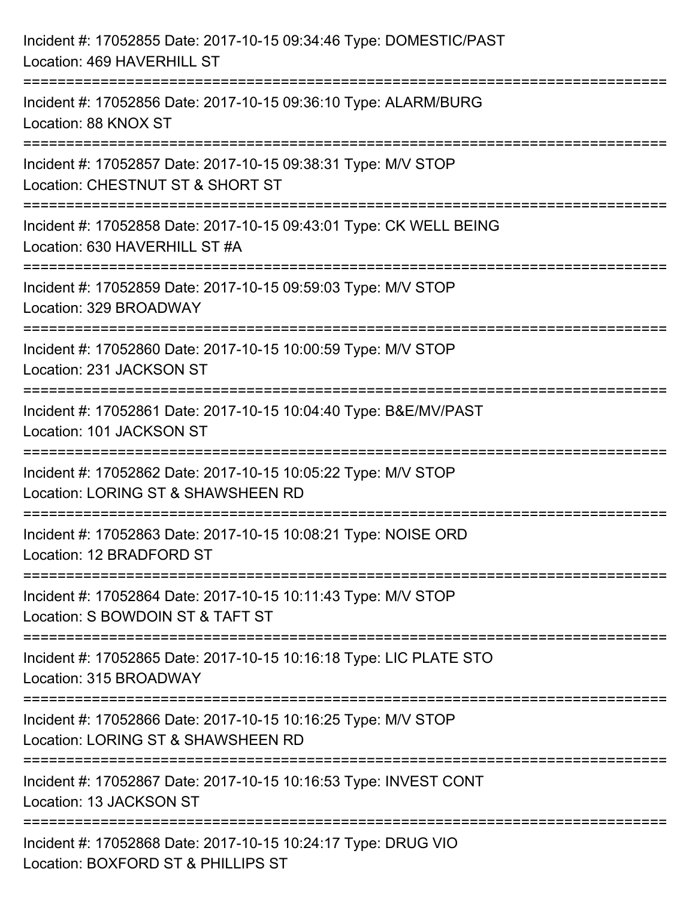Incident #: 17052855 Date: 2017-10-15 09:34:46 Type: DOMESTIC/PAST
Location: 469 HAVERHILL ST

===========================================================================

Incident #: 17052856 Date: 2017-10-15 09:36:10 Type: ALARM/BURG
Location: 88 KNOX ST

===========================================================================

Incident #: 17052857 Date: 2017-10-15 09:38:31 Type: M/V STOP
Location: CHESTNUT ST & SHORT ST

===========================================================================

Incident #: 17052858 Date: 2017-10-15 09:43:01 Type: CK WELL BEING
Location: 630 HAVERHILL ST #A

===========================================================================

Incident #: 17052859 Date: 2017-10-15 09:59:03 Type: M/V STOP
Location: 329 BROADWAY

===========================================================================

Incident #: 17052860 Date: 2017-10-15 10:00:59 Type: M/V STOP
Location: 231 JACKSON ST

===========================================================================

Incident #: 17052861 Date: 2017-10-15 10:04:40 Type: B&E/MV/PAST
Location: 101 JACKSON ST

===========================================================================

Incident #: 17052862 Date: 2017-10-15 10:05:22 Type: M/V STOP
Location: LORING ST & SHAWSHEEN RD

===========================================================================

Incident #: 17052863 Date: 2017-10-15 10:08:21 Type: NOISE ORD
Location: 12 BRADFORD ST

===========================================================================

Incident #: 17052864 Date: 2017-10-15 10:11:43 Type: M/V STOP
Location: S BOWDOIN ST & TAFT ST

===========================================================================

Incident #: 17052865 Date: 2017-10-15 10:16:18 Type: LIC PLATE STO
Location: 315 BROADWAY

===========================================================================

Incident #: 17052866 Date: 2017-10-15 10:16:25 Type: M/V STOP
Location: LORING ST & SHAWSHEEN RD

===========================================================================

Incident #: 17052867 Date: 2017-10-15 10:16:53 Type: INVEST CONT
Location: 13 JACKSON ST

===========================================================================

Incident #: 17052868 Date: 2017-10-15 10:24:17 Type: DRUG VIO
Location: BOXFORD ST & PHILLIPS ST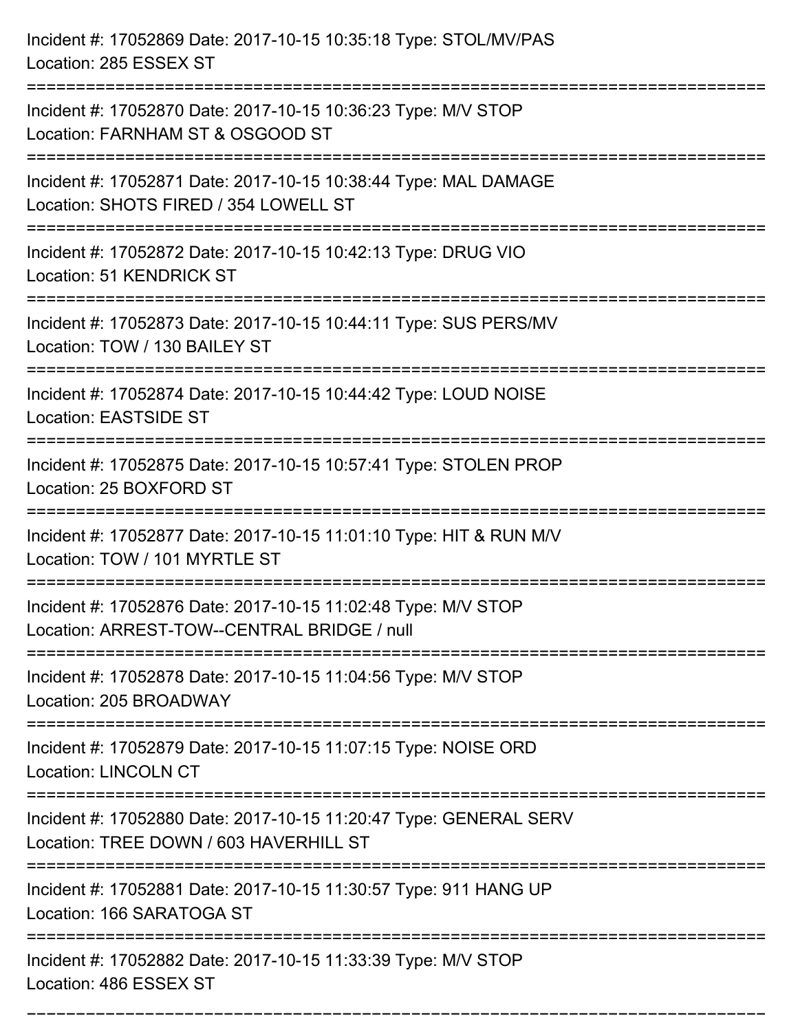Incident #: 17052869 Date: 2017-10-15 10:35:18 Type: STOL/MV/PAS
Location: 285 ESSEX ST

===========================================================================

Incident #: 17052870 Date: 2017-10-15 10:36:23 Type: M/V STOP
Location: FARNHAM ST & OSGOOD ST

===========================================================================

Incident #: 17052871 Date: 2017-10-15 10:38:44 Type: MAL DAMAGE
Location: SHOTS FIRED / 354 LOWELL ST

===========================================================================

Incident #: 17052872 Date: 2017-10-15 10:42:13 Type: DRUG VIO
Location: 51 KENDRICK ST

===========================================================================

Incident #: 17052873 Date: 2017-10-15 10:44:11 Type: SUS PERS/MV
Location: TOW / 130 BAILEY ST

===========================================================================

Incident #: 17052874 Date: 2017-10-15 10:44:42 Type: LOUD NOISE
Location: EASTSIDE ST

===========================================================================

Incident #: 17052875 Date: 2017-10-15 10:57:41 Type: STOLEN PROP
Location: 25 BOXFORD ST

===========================================================================

Incident #: 17052877 Date: 2017-10-15 11:01:10 Type: HIT & RUN M/V
Location: TOW / 101 MYRTLE ST

===========================================================================

Incident #: 17052876 Date: 2017-10-15 11:02:48 Type: M/V STOP
Location: ARREST-TOW--CENTRAL BRIDGE / null

===========================================================================

Incident #: 17052878 Date: 2017-10-15 11:04:56 Type: M/V STOP
Location: 205 BROADWAY

===========================================================================

Incident #: 17052879 Date: 2017-10-15 11:07:15 Type: NOISE ORD
Location: LINCOLN CT

===========================================================================

Incident #: 17052880 Date: 2017-10-15 11:20:47 Type: GENERAL SERV
Location: TREE DOWN / 603 HAVERHILL ST

===========================================================================

Incident #: 17052881 Date: 2017-10-15 11:30:57 Type: 911 HANG UP
Location: 166 SARATOGA ST

===========================================================================

Incident #: 17052882 Date: 2017-10-15 11:33:39 Type: M/V STOP
Location: 486 ESSEX ST

===========================================================================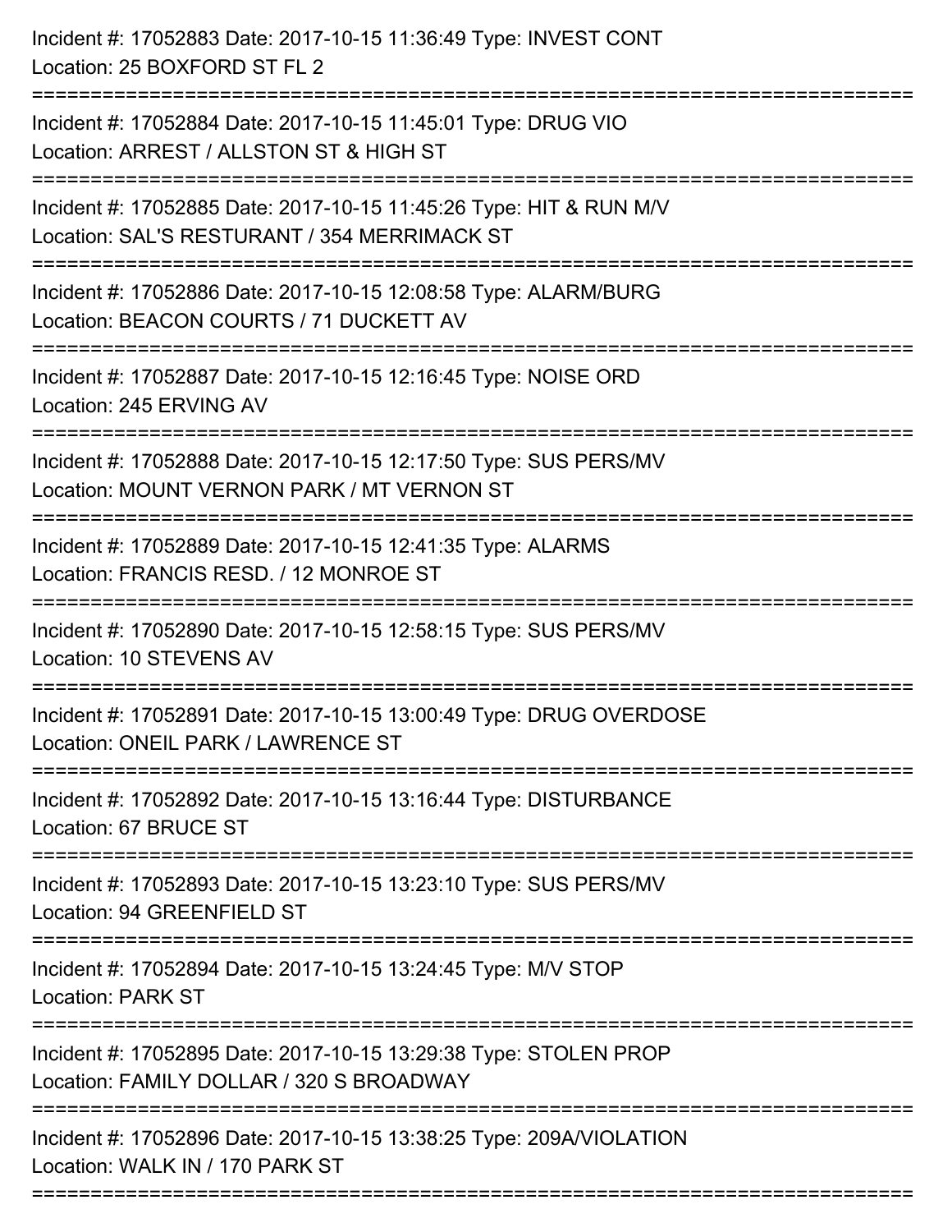Incident #: 17052883 Date: 2017-10-15 11:36:49 Type: INVEST CONT
Location: 25 BOXFORD ST FL 2

===========================================================================

Incident #: 17052884 Date: 2017-10-15 11:45:01 Type: DRUG VIO
Location: ARREST / ALLSTON ST & HIGH ST

===========================================================================

Incident #: 17052885 Date: 2017-10-15 11:45:26 Type: HIT & RUN M/V
Location: SAL'S RESTURANT / 354 MERRIMACK ST

===========================================================================

Incident #: 17052886 Date: 2017-10-15 12:08:58 Type: ALARM/BURG
Location: BEACON COURTS / 71 DUCKETT AV

===========================================================================

Incident #: 17052887 Date: 2017-10-15 12:16:45 Type: NOISE ORD
Location: 245 ERVING AV

===========================================================================

Incident #: 17052888 Date: 2017-10-15 12:17:50 Type: SUS PERS/MV
Location: MOUNT VERNON PARK / MT VERNON ST

===========================================================================

Incident #: 17052889 Date: 2017-10-15 12:41:35 Type: ALARMS
Location: FRANCIS RESD. / 12 MONROE ST

===========================================================================

Incident #: 17052890 Date: 2017-10-15 12:58:15 Type: SUS PERS/MV
Location: 10 STEVENS AV

===========================================================================

Incident #: 17052891 Date: 2017-10-15 13:00:49 Type: DRUG OVERDOSE
Location: ONEIL PARK / LAWRENCE ST

===========================================================================

Incident #: 17052892 Date: 2017-10-15 13:16:44 Type: DISTURBANCE
Location: 67 BRUCE ST

===========================================================================

Incident #: 17052893 Date: 2017-10-15 13:23:10 Type: SUS PERS/MV
Location: 94 GREENFIELD ST

===========================================================================

Incident #: 17052894 Date: 2017-10-15 13:24:45 Type: M/V STOP
Location: PARK ST

===========================================================================

Incident #: 17052895 Date: 2017-10-15 13:29:38 Type: STOLEN PROP
Location: FAMILY DOLLAR / 320 S BROADWAY

===========================================================================

Incident #: 17052896 Date: 2017-10-15 13:38:25 Type: 209A/VIOLATION
Location: WALK IN / 170 PARK ST

===========================================================================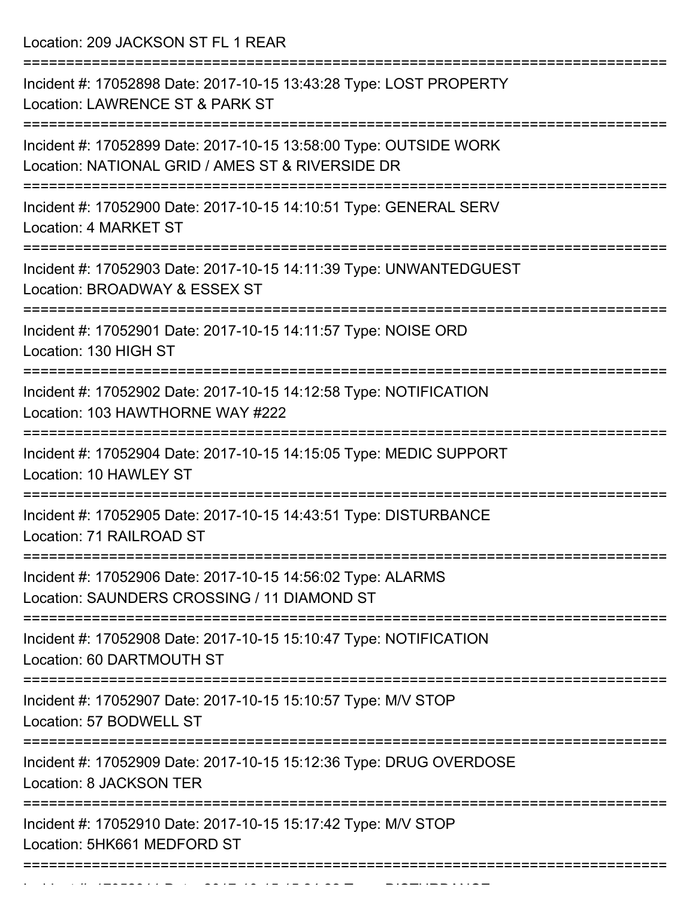Location: 209 JACKSON ST FL 1 REAR

===========================================================================

Incident #: 17052898 Date: 2017-10-15 13:43:28 Type: LOST PROPERTY
Location: LAWRENCE ST & PARK ST

===========================================================================

Incident #: 17052899 Date: 2017-10-15 13:58:00 Type: OUTSIDE WORK
Location: NATIONAL GRID / AMES ST & RIVERSIDE DR

===========================================================================

Incident #: 17052900 Date: 2017-10-15 14:10:51 Type: GENERAL SERV
Location: 4 MARKET ST

===========================================================================

Incident #: 17052903 Date: 2017-10-15 14:11:39 Type: UNWANTEDGUEST
Location: BROADWAY & ESSEX ST

===========================================================================

Incident #: 17052901 Date: 2017-10-15 14:11:57 Type: NOISE ORD
Location: 130 HIGH ST

===========================================================================

Incident #: 17052902 Date: 2017-10-15 14:12:58 Type: NOTIFICATION
Location: 103 HAWTHORNE WAY #222

===========================================================================

Incident #: 17052904 Date: 2017-10-15 14:15:05 Type: MEDIC SUPPORT
Location: 10 HAWLEY ST

===========================================================================

Incident #: 17052905 Date: 2017-10-15 14:43:51 Type: DISTURBANCE
Location: 71 RAILROAD ST

===========================================================================

Incident #: 17052906 Date: 2017-10-15 14:56:02 Type: ALARMS
Location: SAUNDERS CROSSING / 11 DIAMOND ST

===========================================================================

Incident #: 17052908 Date: 2017-10-15 15:10:47 Type: NOTIFICATION
Location: 60 DARTMOUTH ST

===========================================================================

Incident #: 17052907 Date: 2017-10-15 15:10:57 Type: M/V STOP
Location: 57 BODWELL ST

===========================================================================

Incident #: 17052909 Date: 2017-10-15 15:12:36 Type: DRUG OVERDOSE
Location: 8 JACKSON TER

===========================================================================

Incident #: 17052910 Date: 2017-10-15 15:17:42 Type: M/V STOP
Location: 5HK661 MEDFORD ST

===========================================================================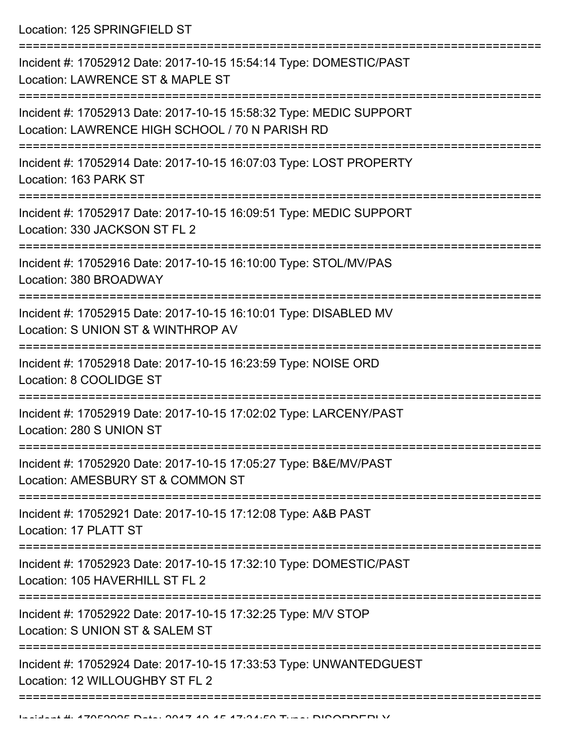Location: 125 SPRINGFIELD ST

===========================================================================

Incident #: 17052912 Date: 2017-10-15 15:54:14 Type: DOMESTIC/PAST
Location: LAWRENCE ST & MAPLE ST

===========================================================================

Incident #: 17052913 Date: 2017-10-15 15:58:32 Type: MEDIC SUPPORT
Location: LAWRENCE HIGH SCHOOL / 70 N PARISH RD

===========================================================================

Incident #: 17052914 Date: 2017-10-15 16:07:03 Type: LOST PROPERTY
Location: 163 PARK ST

===========================================================================

Incident #: 17052917 Date: 2017-10-15 16:09:51 Type: MEDIC SUPPORT
Location: 330 JACKSON ST FL 2

===========================================================================

Incident #: 17052916 Date: 2017-10-15 16:10:00 Type: STOL/MV/PAS
Location: 380 BROADWAY

===========================================================================

Incident #: 17052915 Date: 2017-10-15 16:10:01 Type: DISABLED MV
Location: S UNION ST & WINTHROP AV

===========================================================================

Incident #: 17052918 Date: 2017-10-15 16:23:59 Type: NOISE ORD
Location: 8 COOLIDGE ST

===========================================================================

Incident #: 17052919 Date: 2017-10-15 17:02:02 Type: LARCENY/PAST
Location: 280 S UNION ST

===========================================================================

Incident #: 17052920 Date: 2017-10-15 17:05:27 Type: B&E/MV/PAST
Location: AMESBURY ST & COMMON ST

===========================================================================

Incident #: 17052921 Date: 2017-10-15 17:12:08 Type: A&B PAST
Location: 17 PLATT ST

===========================================================================

Incident #: 17052923 Date: 2017-10-15 17:32:10 Type: DOMESTIC/PAST
Location: 105 HAVERHILL ST FL 2

===========================================================================

Incident #: 17052922 Date: 2017-10-15 17:32:25 Type: M/V STOP
Location: S UNION ST & SALEM ST

===========================================================================

Incident #: 17052924 Date: 2017-10-15 17:33:53 Type: UNWANTEDGUEST
Location: 12 WILLOUGHBY ST FL 2

===========================================================================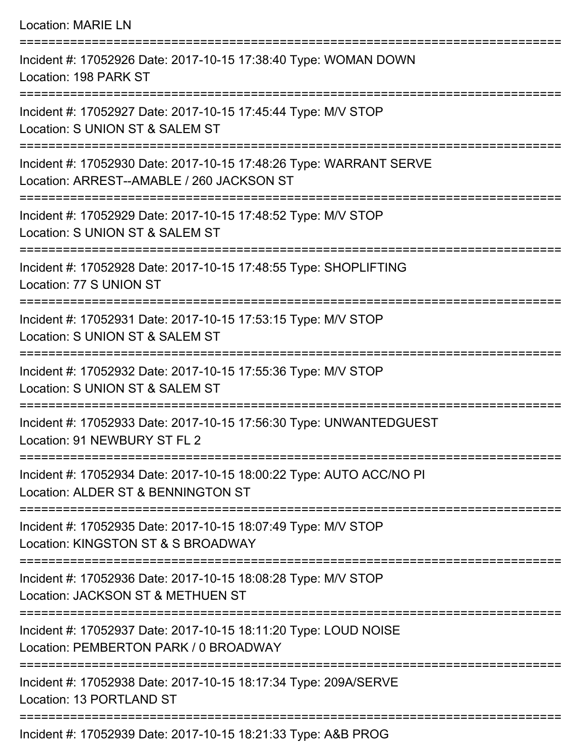Location: MARIE LN

===========================================================================

Incident #: 17052926 Date: 2017-10-15 17:38:40 Type: WOMAN DOWN
Location: 198 PARK ST

===========================================================================

Incident #: 17052927 Date: 2017-10-15 17:45:44 Type: M/V STOP
Location: S UNION ST & SALEM ST

===========================================================================

Incident #: 17052930 Date: 2017-10-15 17:48:26 Type: WARRANT SERVE
Location: ARREST--AMABLE / 260 JACKSON ST

===========================================================================

Incident #: 17052929 Date: 2017-10-15 17:48:52 Type: M/V STOP
Location: S UNION ST & SALEM ST

===========================================================================

Incident #: 17052928 Date: 2017-10-15 17:48:55 Type: SHOPLIFTING
Location: 77 S UNION ST

===========================================================================

Incident #: 17052931 Date: 2017-10-15 17:53:15 Type: M/V STOP
Location: S UNION ST & SALEM ST

===========================================================================

Incident #: 17052932 Date: 2017-10-15 17:55:36 Type: M/V STOP
Location: S UNION ST & SALEM ST

===========================================================================

Incident #: 17052933 Date: 2017-10-15 17:56:30 Type: UNWANTEDGUEST
Location: 91 NEWBURY ST FL 2

===========================================================================

Incident #: 17052934 Date: 2017-10-15 18:00:22 Type: AUTO ACC/NO PI
Location: ALDER ST & BENNINGTON ST

===========================================================================

Incident #: 17052935 Date: 2017-10-15 18:07:49 Type: M/V STOP
Location: KINGSTON ST & S BROADWAY

===========================================================================

Incident #: 17052936 Date: 2017-10-15 18:08:28 Type: M/V STOP
Location: JACKSON ST & METHUEN ST

===========================================================================

Incident #: 17052937 Date: 2017-10-15 18:11:20 Type: LOUD NOISE
Location: PEMBERTON PARK / 0 BROADWAY

===========================================================================

Incident #: 17052938 Date: 2017-10-15 18:17:34 Type: 209A/SERVE
Location: 13 PORTLAND ST

===========================================================================

Incident #: 17052939 Date: 2017-10-15 18:21:33 Type: A&B PROG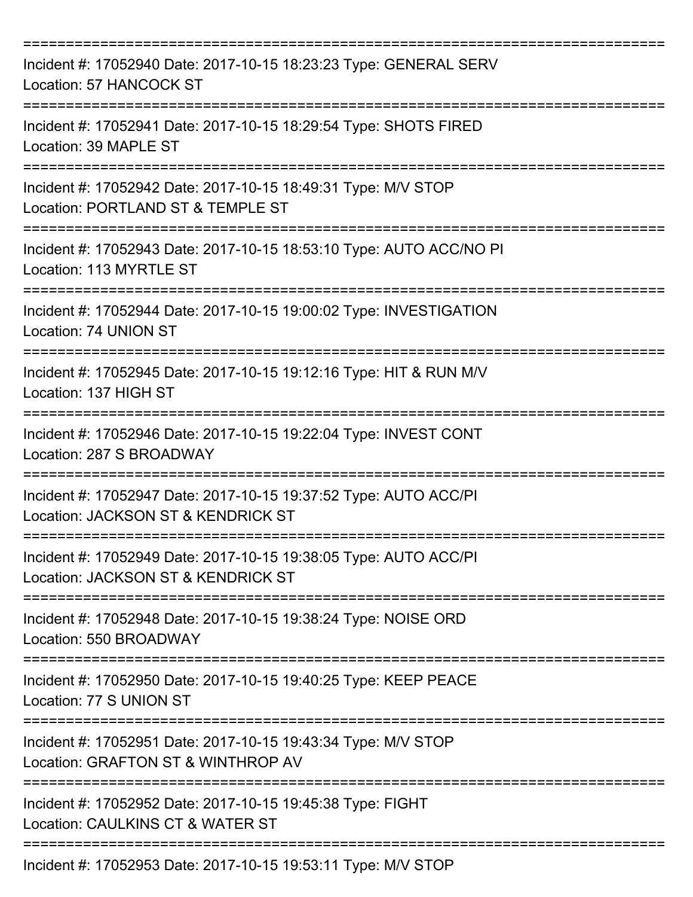===========================================================================

Incident #: 17052940 Date: 2017-10-15 18:23:23 Type: GENERAL SERV
Location: 57 HANCOCK ST

===========================================================================

Incident #: 17052941 Date: 2017-10-15 18:29:54 Type: SHOTS FIRED
Location: 39 MAPLE ST

===========================================================================

Incident #: 17052942 Date: 2017-10-15 18:49:31 Type: M/V STOP
Location: PORTLAND ST & TEMPLE ST

===========================================================================

Incident #: 17052943 Date: 2017-10-15 18:53:10 Type: AUTO ACC/NO PI
Location: 113 MYRTLE ST

===========================================================================

Incident #: 17052944 Date: 2017-10-15 19:00:02 Type: INVESTIGATION
Location: 74 UNION ST

===========================================================================

Incident #: 17052945 Date: 2017-10-15 19:12:16 Type: HIT & RUN M/V
Location: 137 HIGH ST

===========================================================================

Incident #: 17052946 Date: 2017-10-15 19:22:04 Type: INVEST CONT
Location: 287 S BROADWAY

===========================================================================

Incident #: 17052947 Date: 2017-10-15 19:37:52 Type: AUTO ACC/PI
Location: JACKSON ST & KENDRICK ST

===========================================================================

Incident #: 17052949 Date: 2017-10-15 19:38:05 Type: AUTO ACC/PI
Location: JACKSON ST & KENDRICK ST

===========================================================================

Incident #: 17052948 Date: 2017-10-15 19:38:24 Type: NOISE ORD
Location: 550 BROADWAY

===========================================================================

Incident #: 17052950 Date: 2017-10-15 19:40:25 Type: KEEP PEACE
Location: 77 S UNION ST

===========================================================================

Incident #: 17052951 Date: 2017-10-15 19:43:34 Type: M/V STOP
Location: GRAFTON ST & WINTHROP AV

===========================================================================

Incident #: 17052952 Date: 2017-10-15 19:45:38 Type: FIGHT
Location: CAULKINS CT & WATER ST

===========================================================================

Incident #: 17052953 Date: 2017-10-15 19:53:11 Type: M/V STOP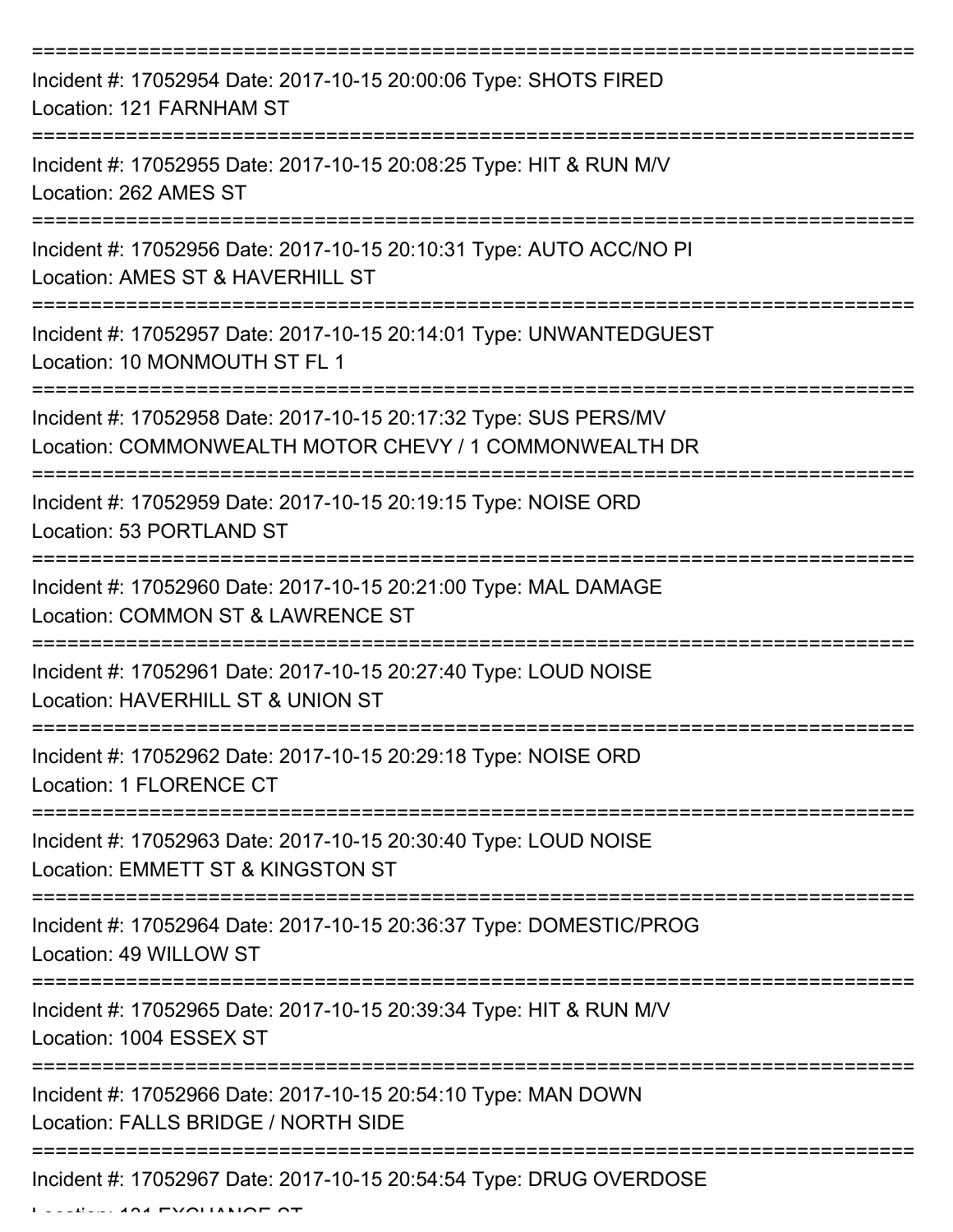===========================================================================

Incident #: 17052954 Date: 2017-10-15 20:00:06 Type: SHOTS FIRED
Location: 121 FARNHAM ST

===========================================================================

Incident #: 17052955 Date: 2017-10-15 20:08:25 Type: HIT & RUN M/V
Location: 262 AMES ST

===========================================================================

Incident #: 17052956 Date: 2017-10-15 20:10:31 Type: AUTO ACC/NO PI
Location: AMES ST & HAVERHILL ST

===========================================================================

Incident #: 17052957 Date: 2017-10-15 20:14:01 Type: UNWANTEDGUEST
Location: 10 MONMOUTH ST FL 1

===========================================================================

Incident #: 17052958 Date: 2017-10-15 20:17:32 Type: SUS PERS/MV
Location: COMMONWEALTH MOTOR CHEVY / 1 COMMONWEALTH DR

===========================================================================

Incident #: 17052959 Date: 2017-10-15 20:19:15 Type: NOISE ORD
Location: 53 PORTLAND ST

===========================================================================

Incident #: 17052960 Date: 2017-10-15 20:21:00 Type: MAL DAMAGE
Location: COMMON ST & LAWRENCE ST

===========================================================================

Incident #: 17052961 Date: 2017-10-15 20:27:40 Type: LOUD NOISE
Location: HAVERHILL ST & UNION ST

===========================================================================

Incident #: 17052962 Date: 2017-10-15 20:29:18 Type: NOISE ORD
Location: 1 FLORENCE CT

===========================================================================

Incident #: 17052963 Date: 2017-10-15 20:30:40 Type: LOUD NOISE
Location: EMMETT ST & KINGSTON ST

===========================================================================

Incident #: 17052964 Date: 2017-10-15 20:36:37 Type: DOMESTIC/PROG
Location: 49 WILLOW ST

===========================================================================

Incident #: 17052965 Date: 2017-10-15 20:39:34 Type: HIT & RUN M/V
Location: 1004 ESSEX ST

===========================================================================

Incident #: 17052966 Date: 2017-10-15 20:54:10 Type: MAN DOWN
Location: FALLS BRIDGE / NORTH SIDE

===========================================================================

Incident #: 17052967 Date: 2017-10-15 20:54:54 Type: DRUG OVERDOSE
Location: 121 EXCHANGE ST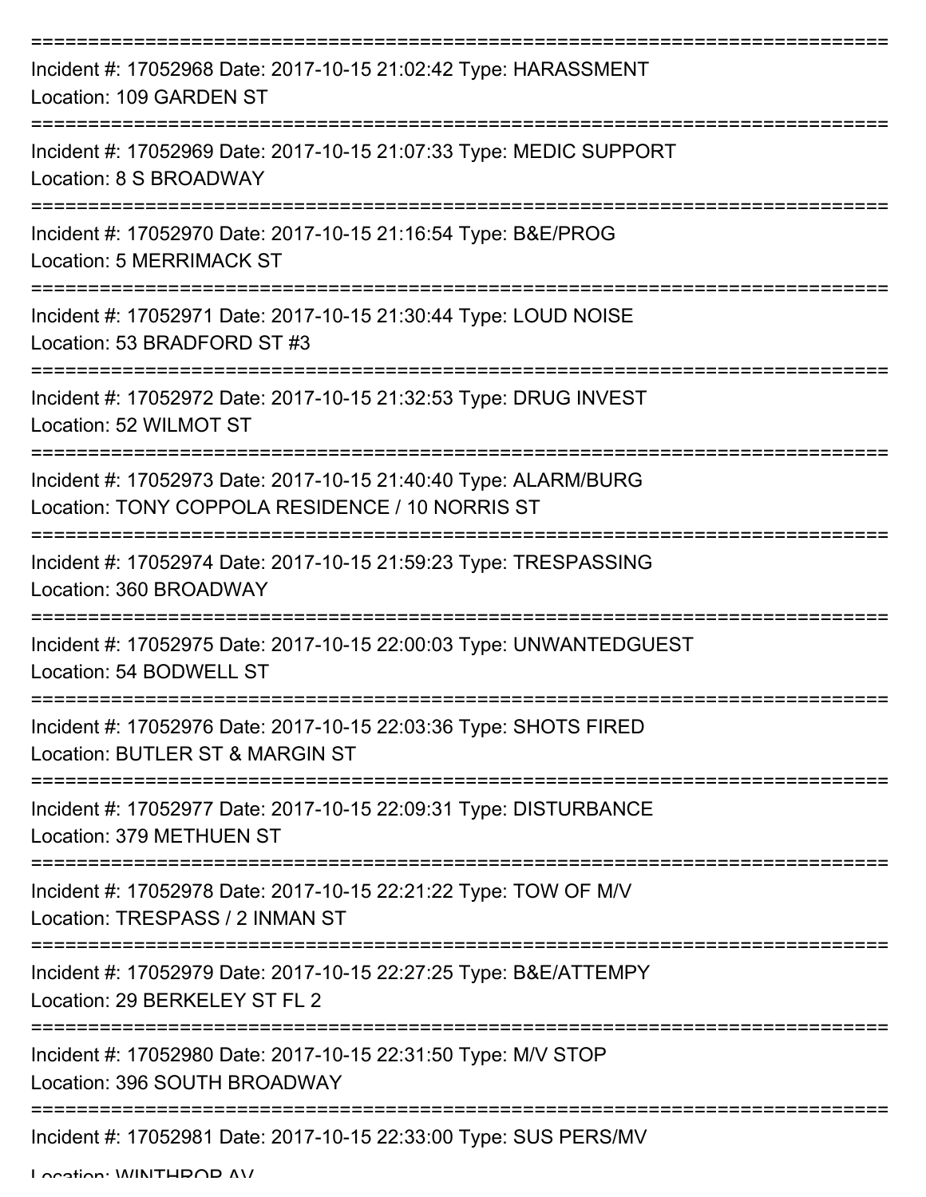===========================================================================

Incident #: 17052968 Date: 2017-10-15 21:02:42 Type: HARASSMENT
Location: 109 GARDEN ST

===========================================================================

Incident #: 17052969 Date: 2017-10-15 21:07:33 Type: MEDIC SUPPORT
Location: 8 S BROADWAY

===========================================================================

Incident #: 17052970 Date: 2017-10-15 21:16:54 Type: B&E/PROG
Location: 5 MERRIMACK ST

===========================================================================

Incident #: 17052971 Date: 2017-10-15 21:30:44 Type: LOUD NOISE
Location: 53 BRADFORD ST #3

===========================================================================

Incident #: 17052972 Date: 2017-10-15 21:32:53 Type: DRUG INVEST
Location: 52 WILMOT ST

===========================================================================

Incident #: 17052973 Date: 2017-10-15 21:40:40 Type: ALARM/BURG
Location: TONY COPPOLA RESIDENCE / 10 NORRIS ST

===========================================================================

Incident #: 17052974 Date: 2017-10-15 21:59:23 Type: TRESPASSING
Location: 360 BROADWAY

===========================================================================

Incident #: 17052975 Date: 2017-10-15 22:00:03 Type: UNWANTEDGUEST
Location: 54 BODWELL ST

===========================================================================

Incident #: 17052976 Date: 2017-10-15 22:03:36 Type: SHOTS FIRED
Location: BUTLER ST & MARGIN ST

===========================================================================

Incident #: 17052977 Date: 2017-10-15 22:09:31 Type: DISTURBANCE
Location: 379 METHUEN ST

===========================================================================

Incident #: 17052978 Date: 2017-10-15 22:21:22 Type: TOW OF M/V
Location: TRESPASS / 2 INMAN ST

===========================================================================

Incident #: 17052979 Date: 2017-10-15 22:27:25 Type: B&E/ATTEMPY
Location: 29 BERKELEY ST FL 2

===========================================================================

Incident #: 17052980 Date: 2017-10-15 22:31:50 Type: M/V STOP
Location: 396 SOUTH BROADWAY

===========================================================================

Incident #: 17052981 Date: 2017-10-15 22:33:00 Type: SUS PERS/MV
Location: WINTHROP AV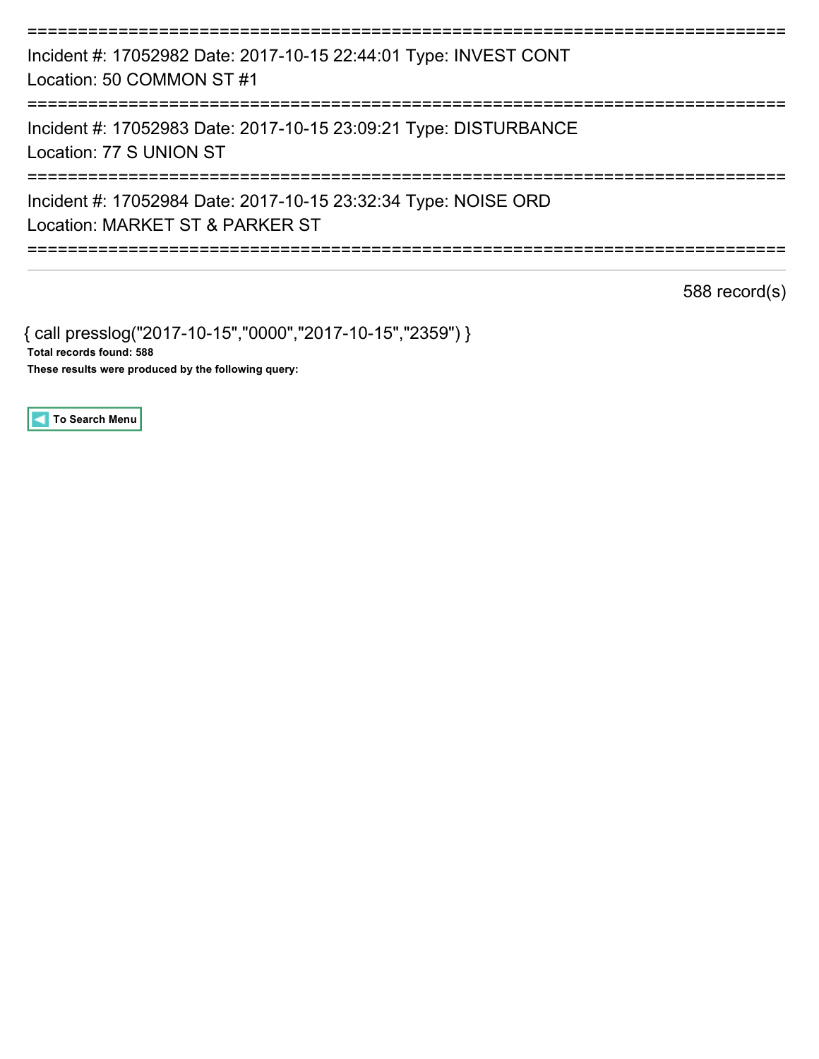===========================================================================

Incident #: 17052982 Date: 2017-10-15 22:44:01 Type: INVEST CONT
Location: 50 COMMON ST #1

===========================================================================

Incident #: 17052983 Date: 2017-10-15 23:09:21 Type: DISTURBANCE
Location: 77 S UNION ST

===========================================================================

Incident #: 17052984 Date: 2017-10-15 23:32:34 Type: NOISE ORD
Location: MARKET ST & PARKER ST

===========================================================================

588 record(s)

{ call presslog("2017-10-15","0000","2017-10-15","2359") }

**Total records found: 588**

**These results were produced by the following query:**

**To Search Menu**